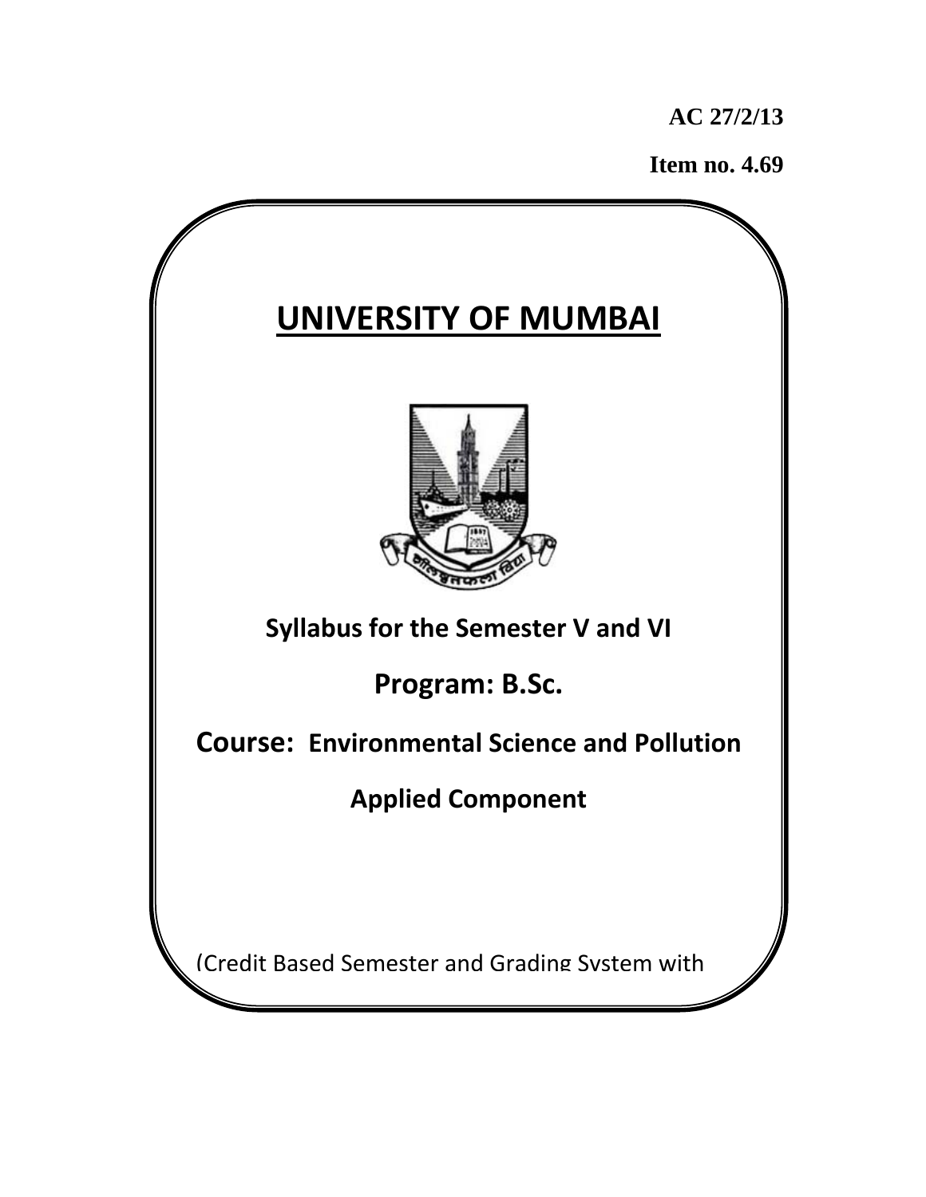**AC 27/2/13**

**Item no. 4.69**

# UNIVERSITY OF MUMBAI

**Syllabus for the Semester V and VI**

**Program: B.Sc.**

**Course: Environmental Science and Pollution**

**Applied Component**

(Credit Based Semester and Grading System with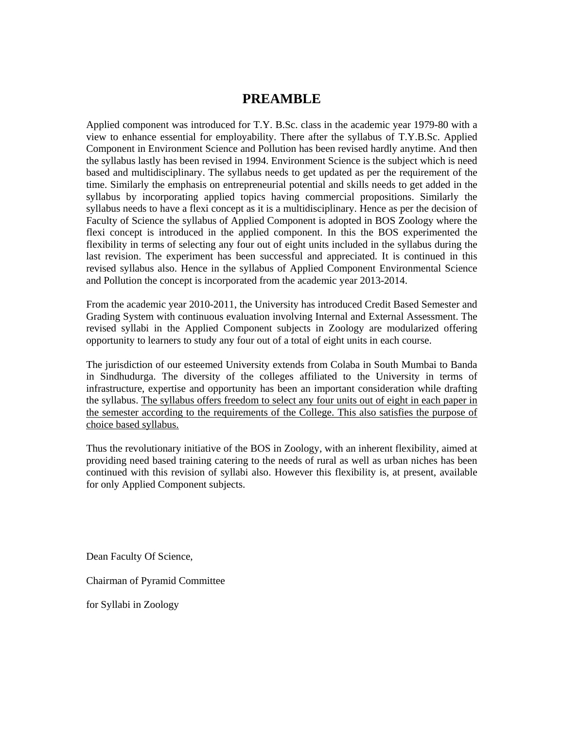# PREAMBLE

Applied component was introduced for T.Y. B.Sc. class in the academic year 1979-80 with a view to enhance essential for employability. There after the syllabus of T.Y.B.Sc. Applied Component in Environment Science and Pollution has been revised hardly anytime. And then the syllabus lastly has been revised in 1994. Environment Science is the subject which is need based and multidisciplinary. The syllabus needs to get updated as per the requirement of the time. Similarly the emphasis on entrepreneurial potential and skills needs to get added in the syllabus by incorporating applied topics having commercial propositions. Similarly the syllabus needs to have a flexi concept as it is a multidisciplinary. Hence as per the decision of Faculty of Science the syllabus of Applied Component is adopted in BOS Zoology where the flexi concept is introduced in the applied component. In this the BOS experimented the flexibility in terms of selecting any four out of eight units included in the syllabus during the last revision. The experiment has been successful and appreciated. It is continued in this revised syllabus also. Hence in the syllabus of Applied Component Environmental Science and Pollution the concept is incorporated from the academic year 2013-2014.

From the academic year 2010-2011, the University has introduced Credit Based Semester and Grading System with continuous evaluation involving Internal and External Assessment. The revised syllabi in the Applied Component subjects in Zoology are modularized offering opportunity to learners to study any four out of a total of eight units in each course.

The jurisdiction of our esteemed University extends from Colaba in South Mumbai to Banda in Sindhudurga. The diversity of the colleges affiliated to the University in terms of infrastructure, expertise and opportunity has been an important consideration while drafting the syllabus. <u>The syllabus offers freedom to select any four units out of eight in each paper in the semester according to the requirements of the College. This also satisfies the purpose of choice based syllabus.</u>

Thus the revolutionary initiative of the BOS in Zoology, with an inherent flexibility, aimed at providing need based training catering to the needs of rural as well as urban niches has been continued with this revision of syllabi also. However this flexibility is, at present, available for only Applied Component subjects.

Dean Faculty Of Science,

Chairman of Pyramid Committee

for Syllabi in Zoology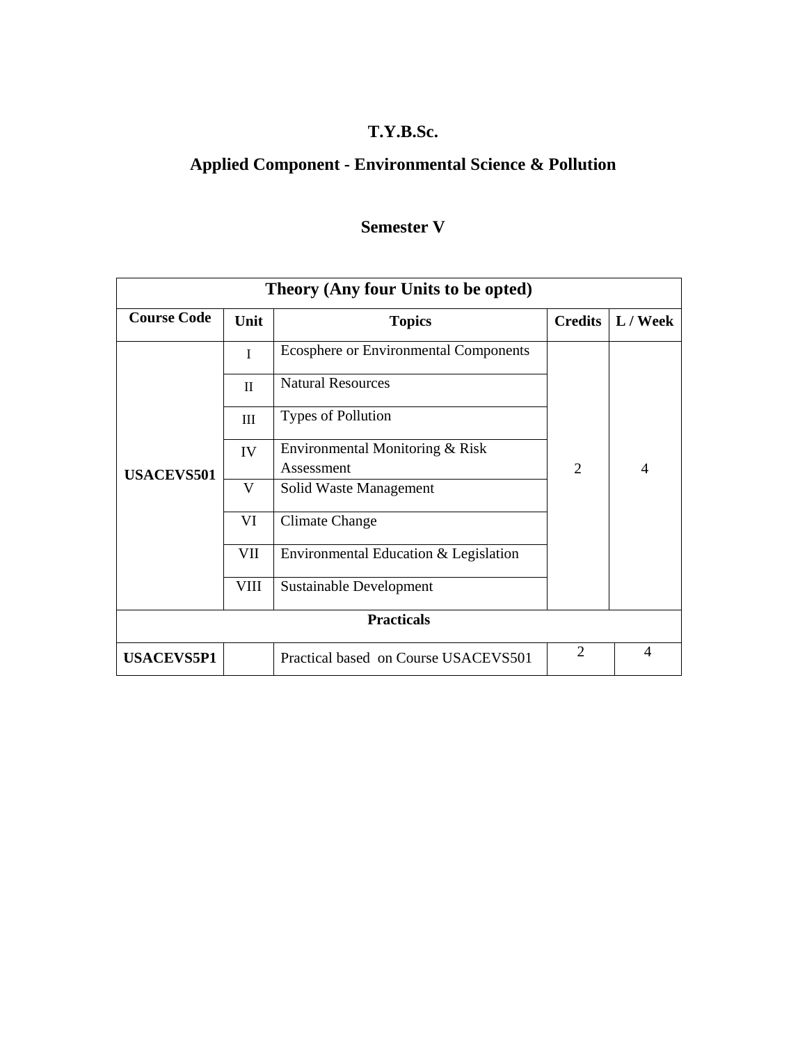# T.Y.B.Sc.

## Applied Component - Environmental Science & Pollution

### Semester V

| Theory (Any four Units to be opted) | | | | |
|---|---|---|---|---|
| **Course Code** | **Unit** | **Topics** | **Credits** | **L / Week** |
| **USACEVS501** | I | Ecosphere or Environmental Components | 2 | 4 |
| | II | Natural Resources | | |
| | III | Types of Pollution | | |
| | IV | Environmental Monitoring & Risk Assessment | | |
| | V | Solid Waste Management | | |
| | VI | Climate Change | | |
| | VII | Environmental Education & Legislation | | |
| | VIII | Sustainable Development | | |
| **Practicals** | | | | |
| **USACEVS5P1** | | Practical based on Course USACEVS501 | 2 | 4 |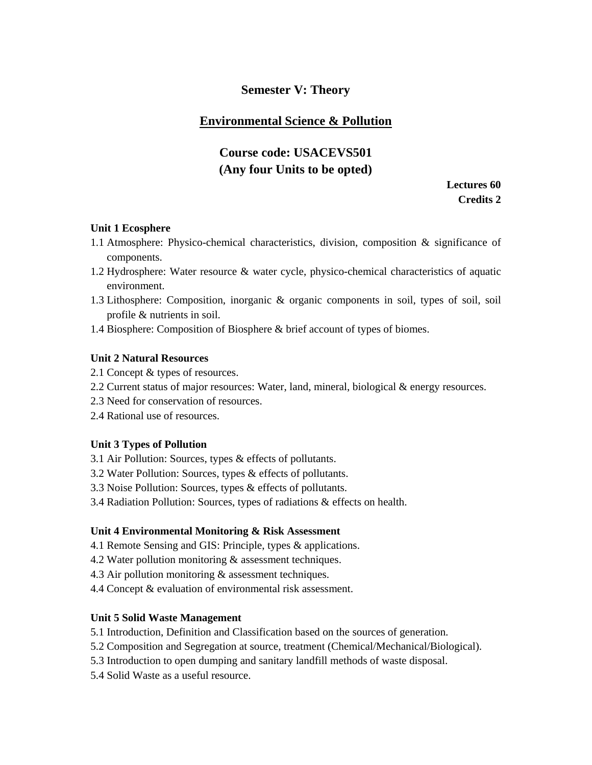## Semester V: Theory

## Environmental Science & Pollution

### Course code: USACEVS501
### (Any four Units to be opted)

**Lectures 60**
**Credits 2**

**Unit 1 Ecosphere**

1.1 Atmosphere: Physico-chemical characteristics, division, composition & significance of components.
1.2 Hydrosphere: Water resource & water cycle, physico-chemical characteristics of aquatic environment.
1.3 Lithosphere: Composition, inorganic & organic components in soil, types of soil, soil profile & nutrients in soil.
1.4 Biosphere: Composition of Biosphere & brief account of types of biomes.

**Unit 2 Natural Resources**

2.1 Concept & types of resources.
2.2 Current status of major resources: Water, land, mineral, biological & energy resources.
2.3 Need for conservation of resources.
2.4 Rational use of resources.

**Unit 3 Types of Pollution**

3.1 Air Pollution: Sources, types & effects of pollutants.
3.2 Water Pollution: Sources, types & effects of pollutants.
3.3 Noise Pollution: Sources, types & effects of pollutants.
3.4 Radiation Pollution: Sources, types of radiations & effects on health.

**Unit 4 Environmental Monitoring & Risk Assessment**

4.1 Remote Sensing and GIS: Principle, types & applications.
4.2 Water pollution monitoring & assessment techniques.
4.3 Air pollution monitoring & assessment techniques.
4.4 Concept & evaluation of environmental risk assessment.

**Unit 5 Solid Waste Management**

5.1 Introduction, Definition and Classification based on the sources of generation.
5.2 Composition and Segregation at source, treatment (Chemical/Mechanical/Biological).
5.3 Introduction to open dumping and sanitary landfill methods of waste disposal.
5.4 Solid Waste as a useful resource.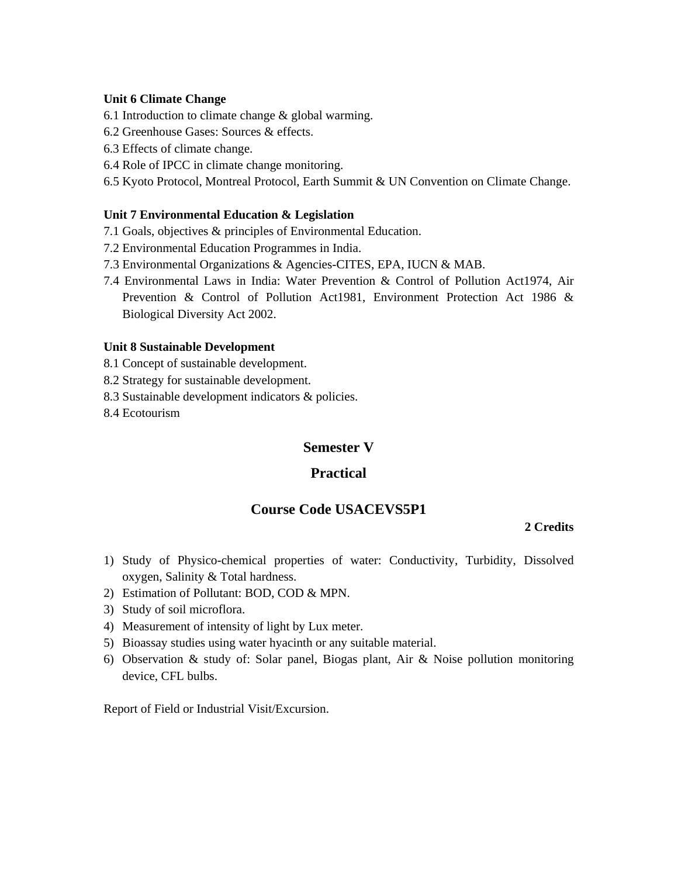**Unit 6 Climate Change**

6.1 Introduction to climate change & global warming.
6.2 Greenhouse Gases: Sources & effects.
6.3 Effects of climate change.
6.4 Role of IPCC in climate change monitoring.
6.5 Kyoto Protocol, Montreal Protocol, Earth Summit & UN Convention on Climate Change.

**Unit 7 Environmental Education & Legislation**

7.1 Goals, objectives & principles of Environmental Education.
7.2 Environmental Education Programmes in India.
7.3 Environmental Organizations & Agencies-CITES, EPA, IUCN & MAB.
7.4 Environmental Laws in India: Water Prevention & Control of Pollution Act1974, Air Prevention & Control of Pollution Act1981, Environment Protection Act 1986 & Biological Diversity Act 2002.

**Unit 8 Sustainable Development**

8.1 Concept of sustainable development.
8.2 Strategy for sustainable development.
8.3 Sustainable development indicators & policies.
8.4 Ecotourism

## Semester V

## Practical

## Course Code USACEVS5P1

**2 Credits**

1) Study of Physico-chemical properties of water: Conductivity, Turbidity, Dissolved oxygen, Salinity & Total hardness.
2) Estimation of Pollutant: BOD, COD & MPN.
3) Study of soil microflora.
4) Measurement of intensity of light by Lux meter.
5) Bioassay studies using water hyacinth or any suitable material.
6) Observation & study of: Solar panel, Biogas plant, Air & Noise pollution monitoring device, CFL bulbs.

Report of Field or Industrial Visit/Excursion.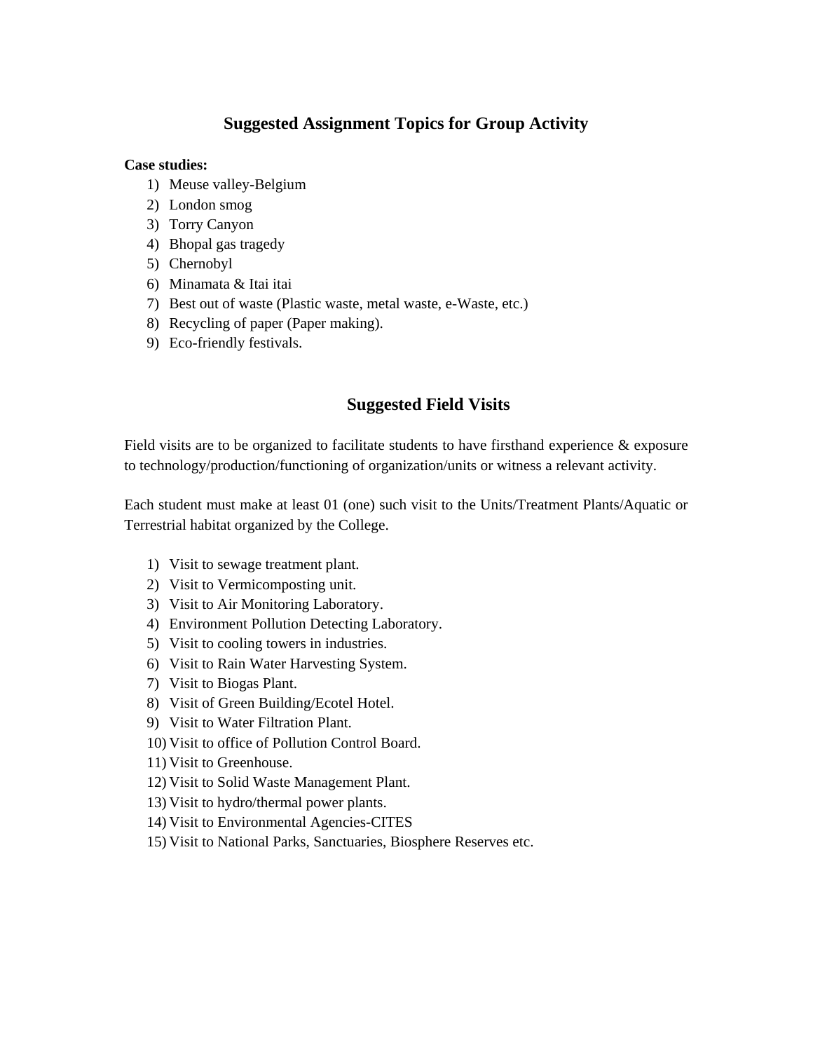## Suggested Assignment Topics for Group Activity

**Case studies:**

1) Meuse valley-Belgium
2) London smog
3) Torry Canyon
4) Bhopal gas tragedy
5) Chernobyl
6) Minamata & Itai itai
7) Best out of waste (Plastic waste, metal waste, e-Waste, etc.)
8) Recycling of paper (Paper making).
9) Eco-friendly festivals.

## Suggested Field Visits

Field visits are to be organized to facilitate students to have firsthand experience & exposure to technology/production/functioning of organization/units or witness a relevant activity.

Each student must make at least 01 (one) such visit to the Units/Treatment Plants/Aquatic or Terrestrial habitat organized by the College.

1) Visit to sewage treatment plant.
2) Visit to Vermicomposting unit.
3) Visit to Air Monitoring Laboratory.
4) Environment Pollution Detecting Laboratory.
5) Visit to cooling towers in industries.
6) Visit to Rain Water Harvesting System.
7) Visit to Biogas Plant.
8) Visit of Green Building/Ecotel Hotel.
9) Visit to Water Filtration Plant.
10) Visit to office of Pollution Control Board.
11) Visit to Greenhouse.
12) Visit to Solid Waste Management Plant.
13) Visit to hydro/thermal power plants.
14) Visit to Environmental Agencies-CITES
15) Visit to National Parks, Sanctuaries, Biosphere Reserves etc.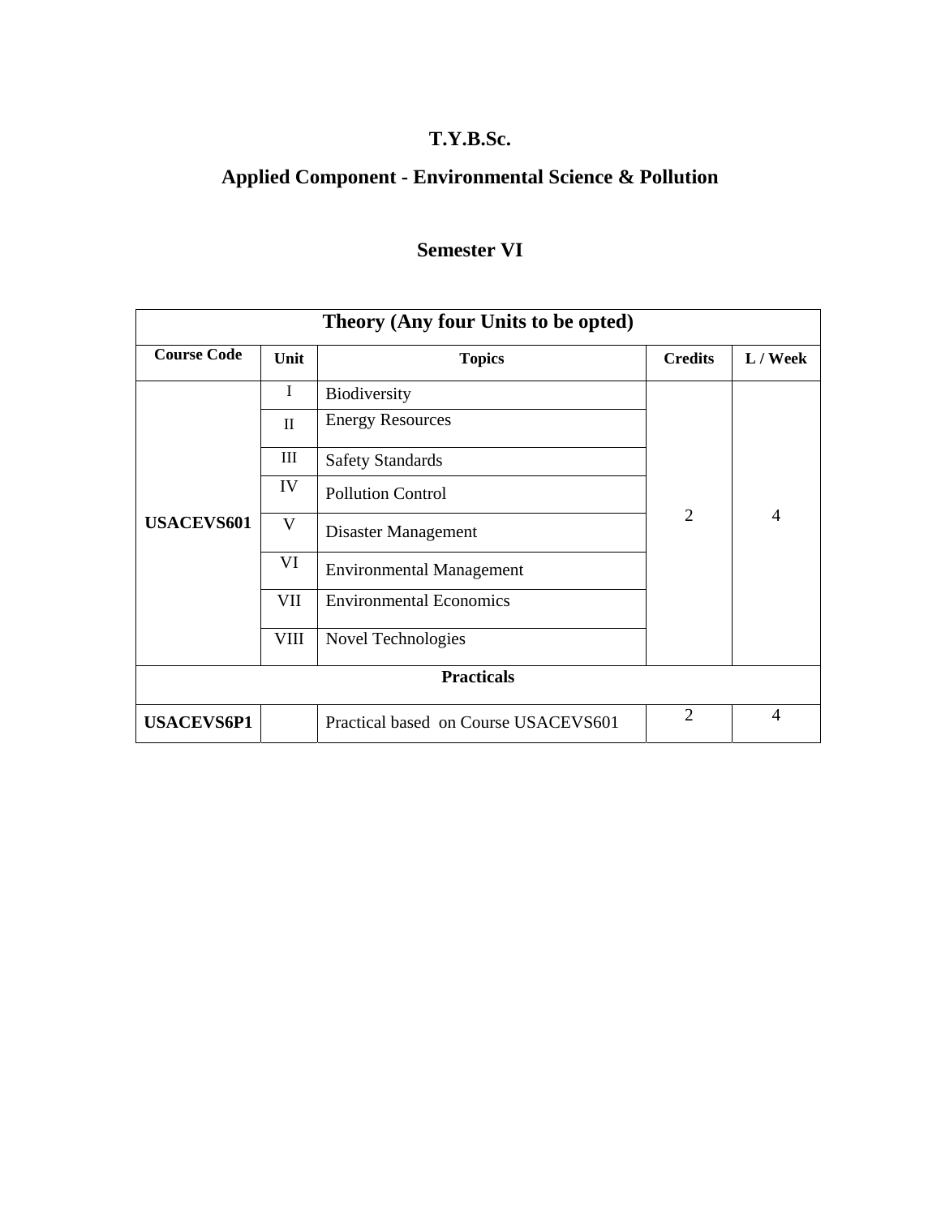# T.Y.B.Sc.

## Applied Component - Environmental Science & Pollution

## Semester VI

| Theory (Any four Units to be opted) | | | | |
|---|---|---|---|---|
| **Course Code** | **Unit** | **Topics** | **Credits** | **L / Week** |
| **USACEVS601** | I | Biodiversity | 2 | 4 |
| | II | Energy Resources | | |
| | III | Safety Standards | | |
| | IV | Pollution Control | | |
| | V | Disaster Management | | |
| | VI | Environmental Management | | |
| | VII | Environmental Economics | | |
| | VIII | Novel Technologies | | |
| **Practicals** | | | | |
| **USACEVS6P1** | | Practical based on Course USACEVS601 | 2 | 4 |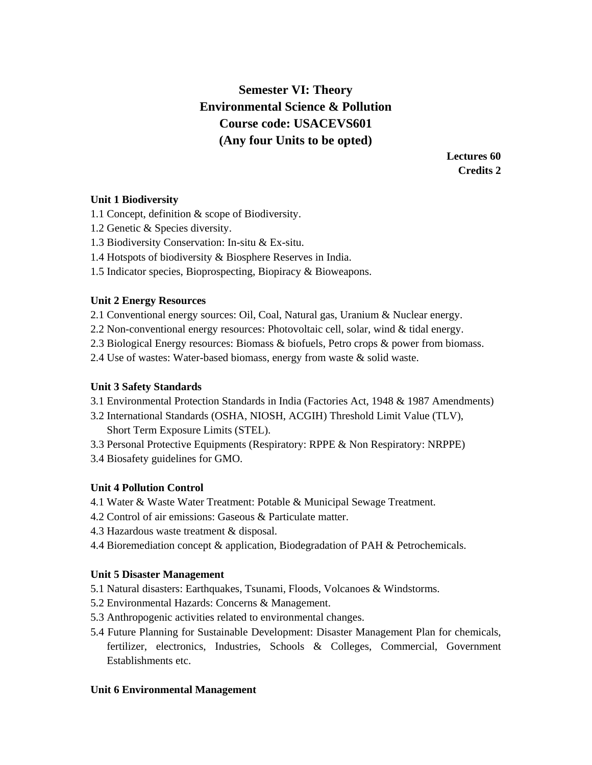# Semester VI: Theory
# Environmental Science & Pollution
# Course code: USACEVS601
# (Any four Units to be opted)

**Lectures 60**
**Credits 2**

**Unit 1 Biodiversity**

1.1 Concept, definition & scope of Biodiversity.
1.2 Genetic & Species diversity.
1.3 Biodiversity Conservation: In-situ & Ex-situ.
1.4 Hotspots of biodiversity & Biosphere Reserves in India.
1.5 Indicator species, Bioprospecting, Biopiracy & Bioweapons.

**Unit 2 Energy Resources**

2.1 Conventional energy sources: Oil, Coal, Natural gas, Uranium & Nuclear energy.
2.2 Non-conventional energy resources: Photovoltaic cell, solar, wind & tidal energy.
2.3 Biological Energy resources: Biomass & biofuels, Petro crops & power from biomass.
2.4 Use of wastes: Water-based biomass, energy from waste & solid waste.

**Unit 3 Safety Standards**

3.1 Environmental Protection Standards in India (Factories Act, 1948 & 1987 Amendments)
3.2 International Standards (OSHA, NIOSH, ACGIH) Threshold Limit Value (TLV), Short Term Exposure Limits (STEL).
3.3 Personal Protective Equipments (Respiratory: RPPE & Non Respiratory: NRPPE)
3.4 Biosafety guidelines for GMO.

**Unit 4 Pollution Control**

4.1 Water & Waste Water Treatment: Potable & Municipal Sewage Treatment.
4.2 Control of air emissions: Gaseous & Particulate matter.
4.3 Hazardous waste treatment & disposal.
4.4 Bioremediation concept & application, Biodegradation of PAH & Petrochemicals.

**Unit 5 Disaster Management**

5.1 Natural disasters: Earthquakes, Tsunami, Floods, Volcanoes & Windstorms.
5.2 Environmental Hazards: Concerns & Management.
5.3 Anthropogenic activities related to environmental changes.
5.4 Future Planning for Sustainable Development: Disaster Management Plan for chemicals, fertilizer, electronics, Industries, Schools & Colleges, Commercial, Government Establishments etc.

**Unit 6 Environmental Management**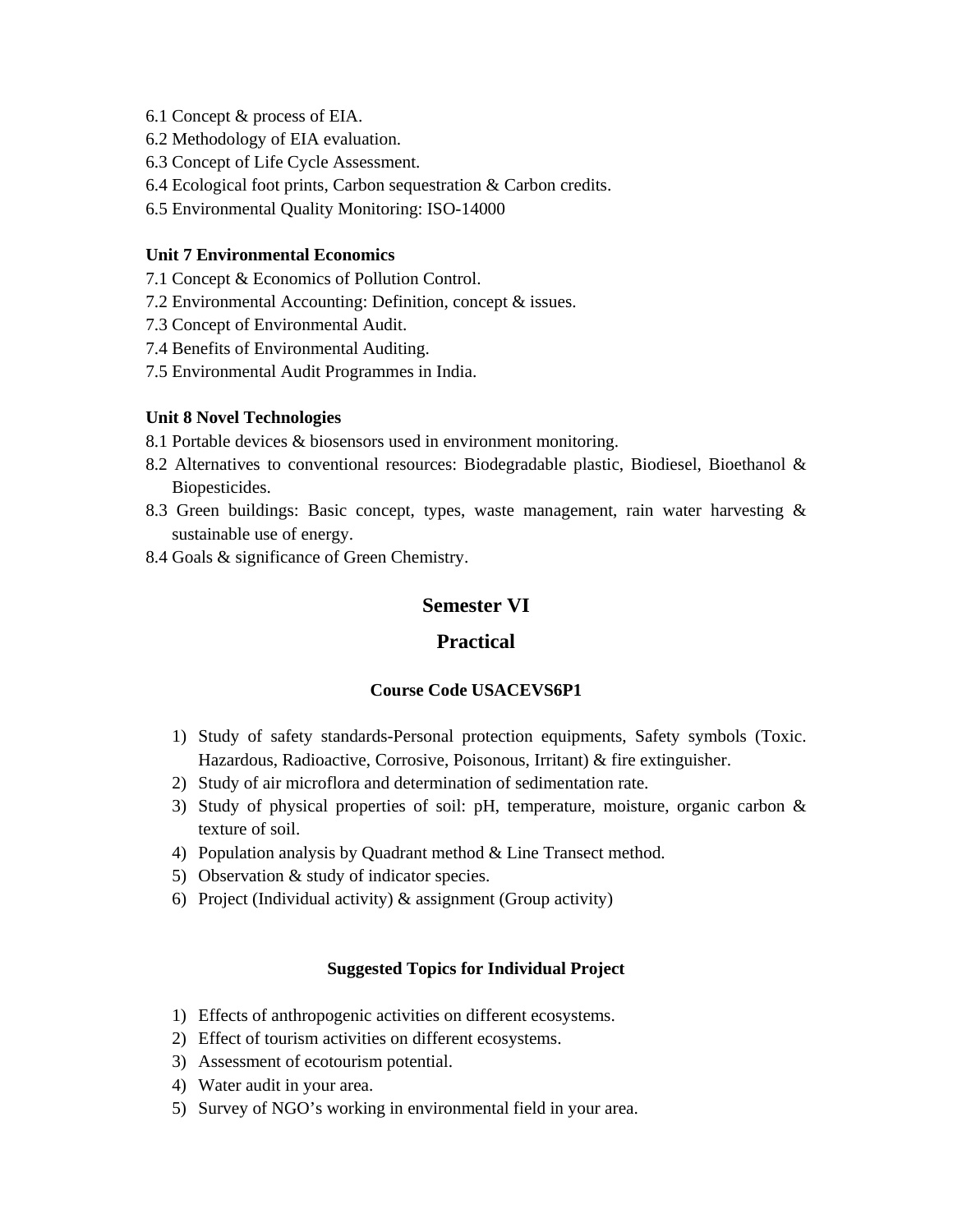6.1 Concept & process of EIA.
6.2 Methodology of EIA evaluation.
6.3 Concept of Life Cycle Assessment.
6.4 Ecological foot prints, Carbon sequestration & Carbon credits.
6.5 Environmental Quality Monitoring: ISO-14000

**Unit 7 Environmental Economics**

7.1 Concept & Economics of Pollution Control.
7.2 Environmental Accounting: Definition, concept & issues.
7.3 Concept of Environmental Audit.
7.4 Benefits of Environmental Auditing.
7.5 Environmental Audit Programmes in India.

**Unit 8 Novel Technologies**

8.1 Portable devices & biosensors used in environment monitoring.
8.2 Alternatives to conventional resources: Biodegradable plastic, Biodiesel, Bioethanol & Biopesticides.
8.3 Green buildings: Basic concept, types, waste management, rain water harvesting & sustainable use of energy.
8.4 Goals & significance of Green Chemistry.

## Semester VI

## Practical

### Course Code USACEVS6P1

1) Study of safety standards-Personal protection equipments, Safety symbols (Toxic. Hazardous, Radioactive, Corrosive, Poisonous, Irritant) & fire extinguisher.
2) Study of air microflora and determination of sedimentation rate.
3) Study of physical properties of soil: pH, temperature, moisture, organic carbon & texture of soil.
4) Population analysis by Quadrant method & Line Transect method.
5) Observation & study of indicator species.
6) Project (Individual activity) & assignment (Group activity)

### Suggested Topics for Individual Project

1) Effects of anthropogenic activities on different ecosystems.
2) Effect of tourism activities on different ecosystems.
3) Assessment of ecotourism potential.
4) Water audit in your area.
5) Survey of NGO's working in environmental field in your area.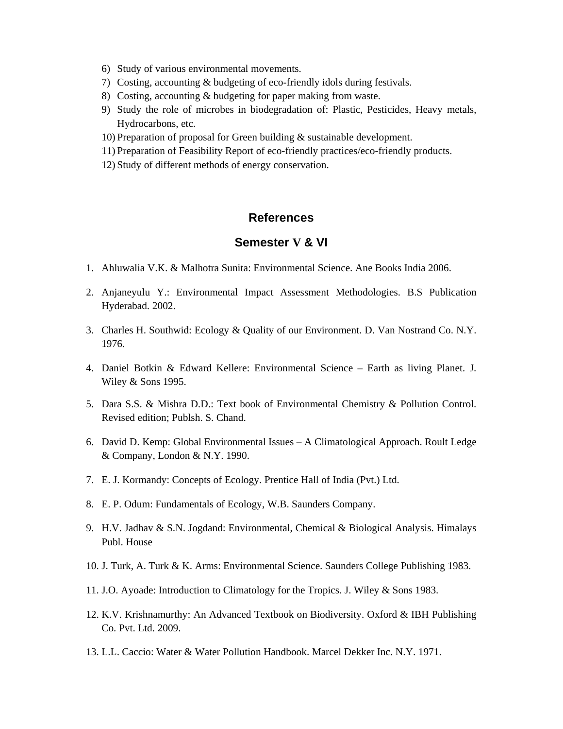6) Study of various environmental movements.
7) Costing, accounting & budgeting of eco-friendly idols during festivals.
8) Costing, accounting & budgeting for paper making from waste.
9) Study the role of microbes in biodegradation of: Plastic, Pesticides, Heavy metals, Hydrocarbons, etc.
10) Preparation of proposal for Green building & sustainable development.
11) Preparation of Feasibility Report of eco-friendly practices/eco-friendly products.
12) Study of different methods of energy conservation.

## References

## Semester V & VI

1. Ahluwalia V.K. & Malhotra Sunita: Environmental Science. Ane Books India 2006.
2. Anjaneyulu Y.: Environmental Impact Assessment Methodologies. B.S Publication Hyderabad. 2002.
3. Charles H. Southwid: Ecology & Quality of our Environment. D. Van Nostrand Co. N.Y. 1976.
4. Daniel Botkin & Edward Kellere: Environmental Science – Earth as living Planet. J. Wiley & Sons 1995.
5. Dara S.S. & Mishra D.D.: Text book of Environmental Chemistry & Pollution Control. Revised edition; Publsh. S. Chand.
6. David D. Kemp: Global Environmental Issues – A Climatological Approach. Roult Ledge & Company, London & N.Y. 1990.
7. E. J. Kormandy: Concepts of Ecology. Prentice Hall of India (Pvt.) Ltd.
8. E. P. Odum: Fundamentals of Ecology, W.B. Saunders Company.
9. H.V. Jadhav & S.N. Jogdand: Environmental, Chemical & Biological Analysis. Himalays Publ. House
10. J. Turk, A. Turk & K. Arms: Environmental Science. Saunders College Publishing 1983.
11. J.O. Ayoade: Introduction to Climatology for the Tropics. J. Wiley & Sons 1983.
12. K.V. Krishnamurthy: An Advanced Textbook on Biodiversity. Oxford & IBH Publishing Co. Pvt. Ltd. 2009.
13. L.L. Caccio: Water & Water Pollution Handbook. Marcel Dekker Inc. N.Y. 1971.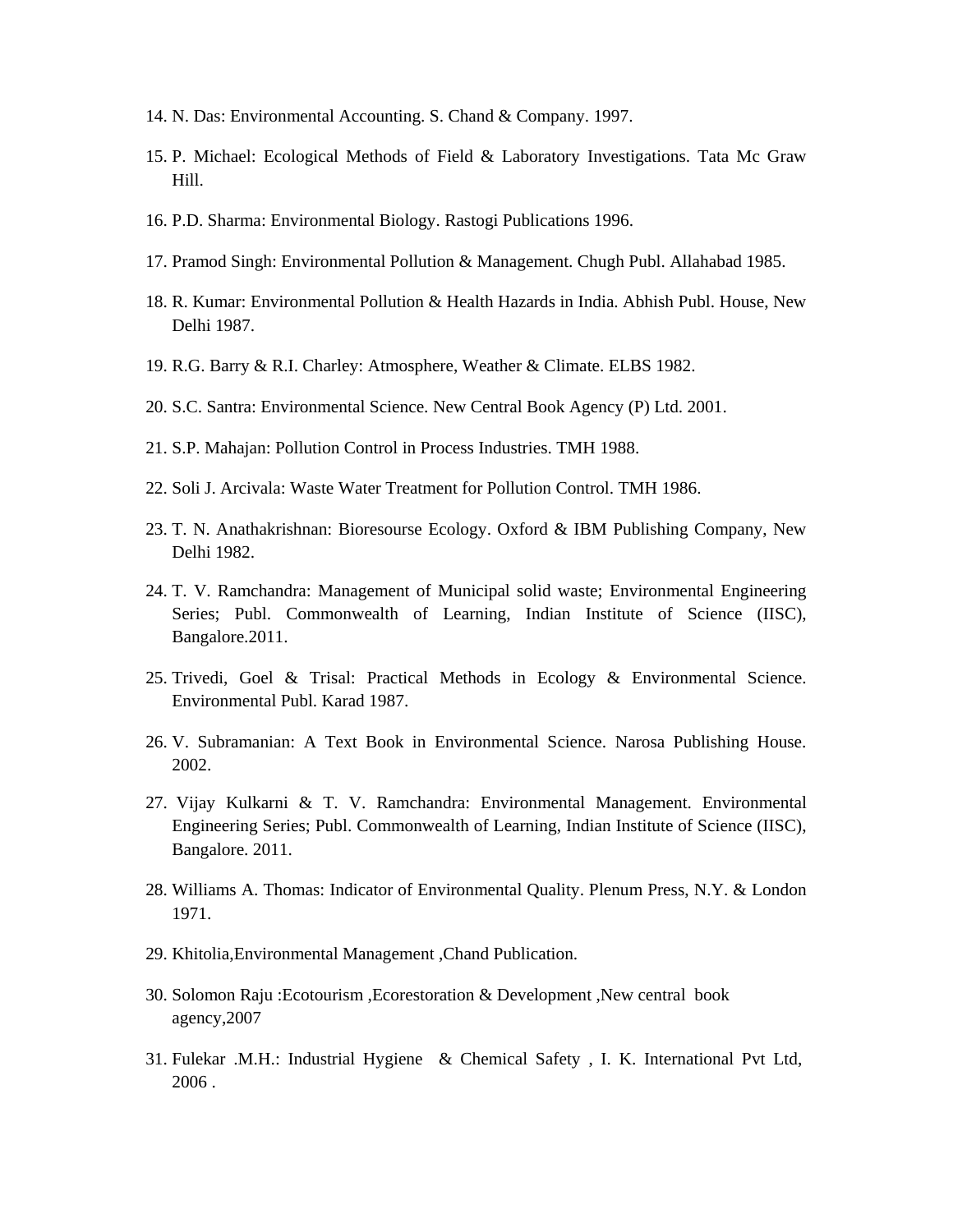14. N. Das: Environmental Accounting. S. Chand & Company. 1997.
15. P. Michael: Ecological Methods of Field & Laboratory Investigations. Tata Mc Graw Hill.
16. P.D. Sharma: Environmental Biology. Rastogi Publications 1996.
17. Pramod Singh: Environmental Pollution & Management. Chugh Publ. Allahabad 1985.
18. R. Kumar: Environmental Pollution & Health Hazards in India. Abhish Publ. House, New Delhi 1987.
19. R.G. Barry & R.I. Charley: Atmosphere, Weather & Climate. ELBS 1982.
20. S.C. Santra: Environmental Science. New Central Book Agency (P) Ltd. 2001.
21. S.P. Mahajan: Pollution Control in Process Industries. TMH 1988.
22. Soli J. Arcivala: Waste Water Treatment for Pollution Control. TMH 1986.
23. T. N. Anathakrishnan: Bioresourse Ecology. Oxford & IBM Publishing Company, New Delhi 1982.
24. T. V. Ramchandra: Management of Municipal solid waste; Environmental Engineering Series; Publ. Commonwealth of Learning, Indian Institute of Science (IISC), Bangalore.2011.
25. Trivedi, Goel & Trisal: Practical Methods in Ecology & Environmental Science. Environmental Publ. Karad 1987.
26. V. Subramanian: A Text Book in Environmental Science. Narosa Publishing House. 2002.
27. Vijay Kulkarni & T. V. Ramchandra: Environmental Management. Environmental Engineering Series; Publ. Commonwealth of Learning, Indian Institute of Science (IISC), Bangalore. 2011.
28. Williams A. Thomas: Indicator of Environmental Quality. Plenum Press, N.Y. & London 1971.
29. Khitolia,Environmental Management ,Chand Publication.
30. Solomon Raju :Ecotourism ,Ecorestoration & Development ,New central book agency,2007
31. Fulekar .M.H.: Industrial Hygiene & Chemical Safety , I. K. International Pvt Ltd, 2006 .